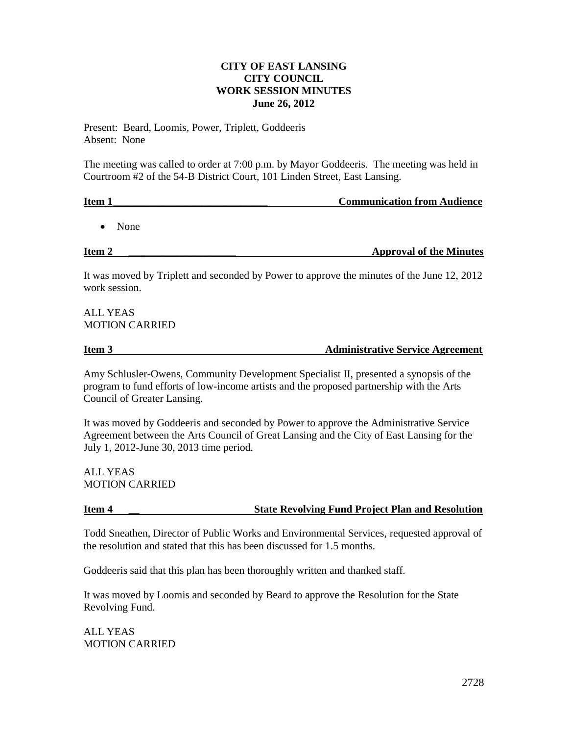# CITY OF EAST LANSING
## CITY COUNCIL
## WORK SESSION MINUTES
### June 26, 2012

Present: Beard, Loomis, Power, Triplett, Goddeeris
Absent: None

The meeting was called to order at 7:00 p.m. by Mayor Goddeeris. The meeting was held in Courtroom #2 of the 54-B District Court, 101 Linden Street, East Lansing.

**Item 1 — Communication from Audience**

- None

**Item 2 — Approval of the Minutes**

It was moved by Triplett and seconded by Power to approve the minutes of the June 12, 2012 work session.

ALL YEAS
MOTION CARRIED

**Item 3 — Administrative Service Agreement**

Amy Schlusler-Owens, Community Development Specialist II, presented a synopsis of the program to fund efforts of low-income artists and the proposed partnership with the Arts Council of Greater Lansing.

It was moved by Goddeeris and seconded by Power to approve the Administrative Service Agreement between the Arts Council of Great Lansing and the City of East Lansing for the July 1, 2012-June 30, 2013 time period.

ALL YEAS
MOTION CARRIED

**Item 4 — State Revolving Fund Project Plan and Resolution**

Todd Sneathen, Director of Public Works and Environmental Services, requested approval of the resolution and stated that this has been discussed for 1.5 months.

Goddeeris said that this plan has been thoroughly written and thanked staff.

It was moved by Loomis and seconded by Beard to approve the Resolution for the State Revolving Fund.

ALL YEAS
MOTION CARRIED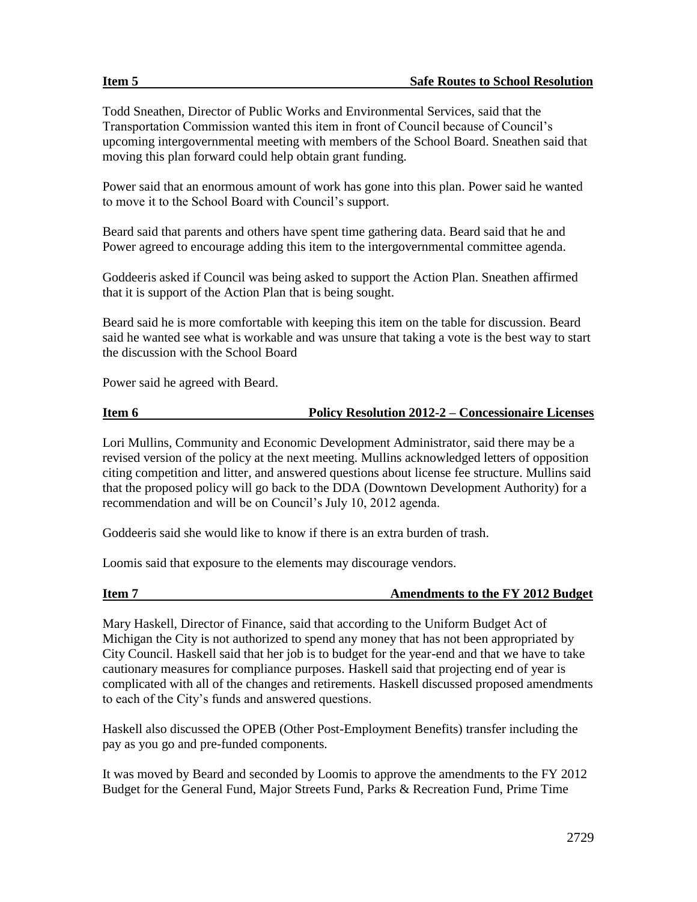**Item 5 Safe Routes to School Resolution**

Todd Sneathen, Director of Public Works and Environmental Services, said that the Transportation Commission wanted this item in front of Council because of Council's upcoming intergovernmental meeting with members of the School Board. Sneathen said that moving this plan forward could help obtain grant funding.

Power said that an enormous amount of work has gone into this plan. Power said he wanted to move it to the School Board with Council's support.

Beard said that parents and others have spent time gathering data. Beard said that he and Power agreed to encourage adding this item to the intergovernmental committee agenda.

Goddeeris asked if Council was being asked to support the Action Plan. Sneathen affirmed that it is support of the Action Plan that is being sought.

Beard said he is more comfortable with keeping this item on the table for discussion. Beard said he wanted see what is workable and was unsure that taking a vote is the best way to start the discussion with the School Board

Power said he agreed with Beard.

**Item 6 Policy Resolution 2012-2 – Concessionaire Licenses**

Lori Mullins, Community and Economic Development Administrator, said there may be a revised version of the policy at the next meeting. Mullins acknowledged letters of opposition citing competition and litter, and answered questions about license fee structure. Mullins said that the proposed policy will go back to the DDA (Downtown Development Authority) for a recommendation and will be on Council's July 10, 2012 agenda.

Goddeeris said she would like to know if there is an extra burden of trash.

Loomis said that exposure to the elements may discourage vendors.

**Item 7 Amendments to the FY 2012 Budget**

Mary Haskell, Director of Finance, said that according to the Uniform Budget Act of Michigan the City is not authorized to spend any money that has not been appropriated by City Council. Haskell said that her job is to budget for the year-end and that we have to take cautionary measures for compliance purposes. Haskell said that projecting end of year is complicated with all of the changes and retirements. Haskell discussed proposed amendments to each of the City's funds and answered questions.

Haskell also discussed the OPEB (Other Post-Employment Benefits) transfer including the pay as you go and pre-funded components.

It was moved by Beard and seconded by Loomis to approve the amendments to the FY 2012 Budget for the General Fund, Major Streets Fund, Parks & Recreation Fund, Prime Time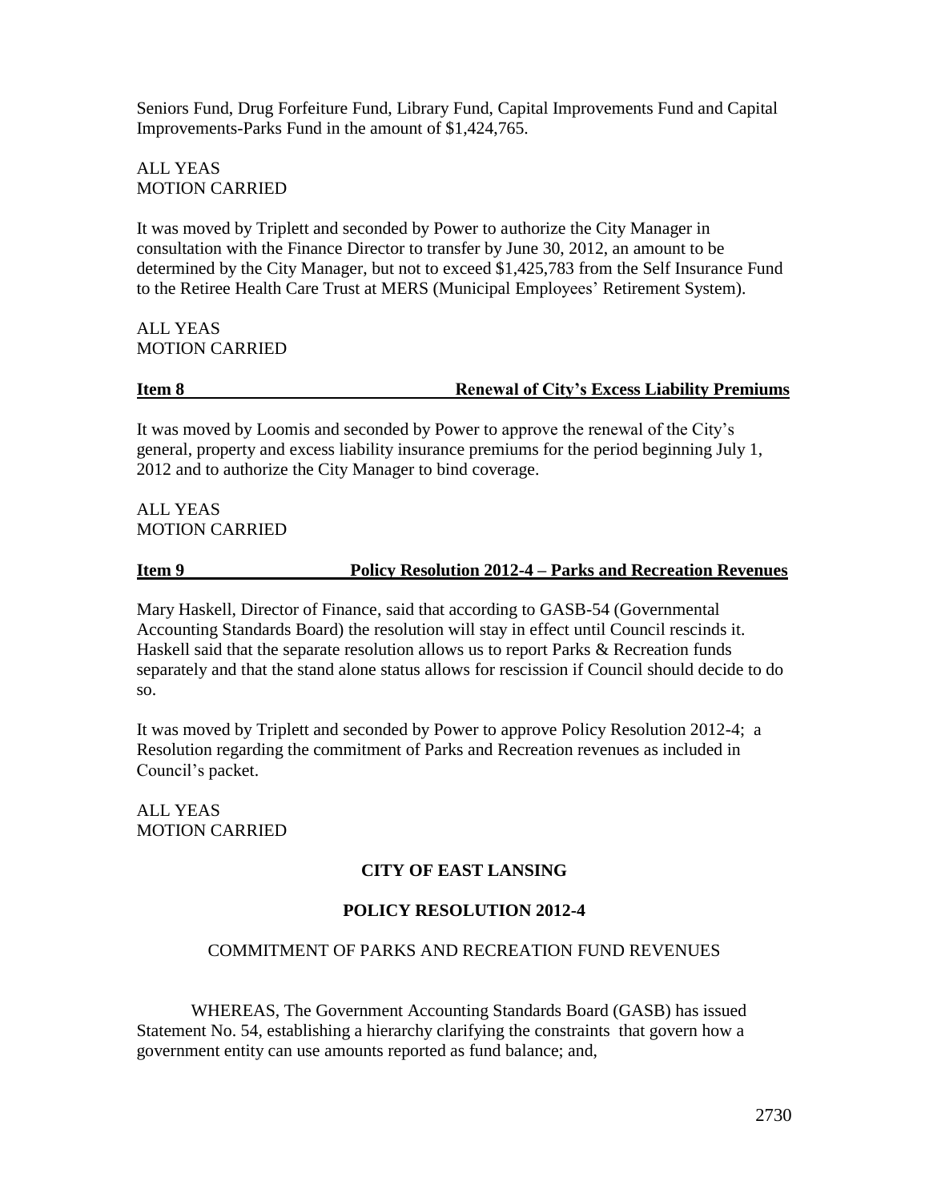Seniors Fund, Drug Forfeiture Fund, Library Fund, Capital Improvements Fund and Capital Improvements-Parks Fund in the amount of $1,424,765.

ALL YEAS
MOTION CARRIED

It was moved by Triplett and seconded by Power to authorize the City Manager in consultation with the Finance Director to transfer by June 30, 2012, an amount to be determined by the City Manager, but not to exceed $1,425,783 from the Self Insurance Fund to the Retiree Health Care Trust at MERS (Municipal Employees' Retirement System).

ALL YEAS
MOTION CARRIED

**Item 8 — Renewal of City's Excess Liability Premiums**

It was moved by Loomis and seconded by Power to approve the renewal of the City's general, property and excess liability insurance premiums for the period beginning July 1, 2012 and to authorize the City Manager to bind coverage.

ALL YEAS
MOTION CARRIED

**Item 9 — Policy Resolution 2012-4 – Parks and Recreation Revenues**

Mary Haskell, Director of Finance, said that according to GASB-54 (Governmental Accounting Standards Board) the resolution will stay in effect until Council rescinds it. Haskell said that the separate resolution allows us to report Parks & Recreation funds separately and that the stand alone status allows for rescission if Council should decide to do so.

It was moved by Triplett and seconded by Power to approve Policy Resolution 2012-4; a Resolution regarding the commitment of Parks and Recreation revenues as included in Council's packet.

ALL YEAS
MOTION CARRIED

## CITY OF EAST LANSING

## POLICY RESOLUTION 2012-4

COMMITMENT OF PARKS AND RECREATION FUND REVENUES

WHEREAS, The Government Accounting Standards Board (GASB) has issued Statement No. 54, establishing a hierarchy clarifying the constraints that govern how a government entity can use amounts reported as fund balance; and,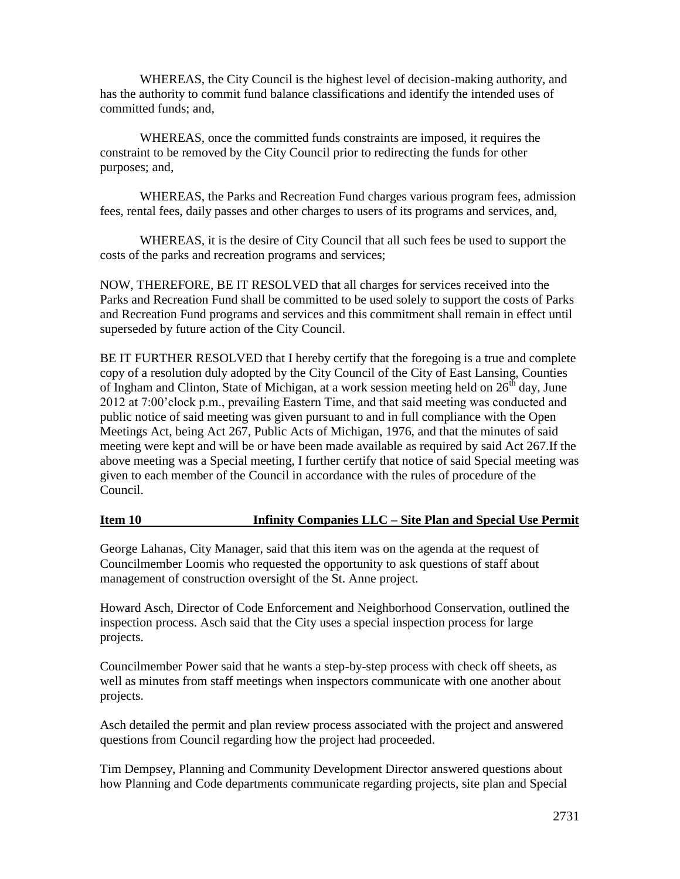WHEREAS, the City Council is the highest level of decision-making authority, and has the authority to commit fund balance classifications and identify the intended uses of committed funds; and,

WHEREAS, once the committed funds constraints are imposed, it requires the constraint to be removed by the City Council prior to redirecting the funds for other purposes; and,

WHEREAS, the Parks and Recreation Fund charges various program fees, admission fees, rental fees, daily passes and other charges to users of its programs and services, and,

WHEREAS, it is the desire of City Council that all such fees be used to support the costs of the parks and recreation programs and services;

NOW, THEREFORE, BE IT RESOLVED that all charges for services received into the Parks and Recreation Fund shall be committed to be used solely to support the costs of Parks and Recreation Fund programs and services and this commitment shall remain in effect until superseded by future action of the City Council.

BE IT FURTHER RESOLVED that I hereby certify that the foregoing is a true and complete copy of a resolution duly adopted by the City Council of the City of East Lansing, Counties of Ingham and Clinton, State of Michigan, at a work session meeting held on 26th day, June 2012 at 7:00'clock p.m., prevailing Eastern Time, and that said meeting was conducted and public notice of said meeting was given pursuant to and in full compliance with the Open Meetings Act, being Act 267, Public Acts of Michigan, 1976, and that the minutes of said meeting were kept and will be or have been made available as required by said Act 267.If the above meeting was a Special meeting, I further certify that notice of said Special meeting was given to each member of the Council in accordance with the rules of procedure of the Council.

**Item 10 Infinity Companies LLC – Site Plan and Special Use Permit**

George Lahanas, City Manager, said that this item was on the agenda at the request of Councilmember Loomis who requested the opportunity to ask questions of staff about management of construction oversight of the St. Anne project.

Howard Asch, Director of Code Enforcement and Neighborhood Conservation, outlined the inspection process. Asch said that the City uses a special inspection process for large projects.

Councilmember Power said that he wants a step-by-step process with check off sheets, as well as minutes from staff meetings when inspectors communicate with one another about projects.

Asch detailed the permit and plan review process associated with the project and answered questions from Council regarding how the project had proceeded.

Tim Dempsey, Planning and Community Development Director answered questions about how Planning and Code departments communicate regarding projects, site plan and Special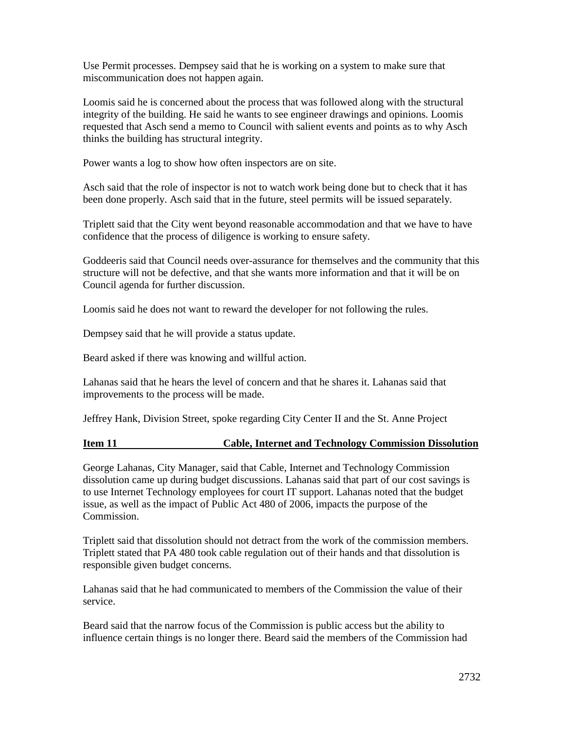Use Permit processes. Dempsey said that he is working on a system to make sure that miscommunication does not happen again.

Loomis said he is concerned about the process that was followed along with the structural integrity of the building. He said he wants to see engineer drawings and opinions. Loomis requested that Asch send a memo to Council with salient events and points as to why Asch thinks the building has structural integrity.

Power wants a log to show how often inspectors are on site.

Asch said that the role of inspector is not to watch work being done but to check that it has been done properly. Asch said that in the future, steel permits will be issued separately.

Triplett said that the City went beyond reasonable accommodation and that we have to have confidence that the process of diligence is working to ensure safety.

Goddeeris said that Council needs over-assurance for themselves and the community that this structure will not be defective, and that she wants more information and that it will be on Council agenda for further discussion.

Loomis said he does not want to reward the developer for not following the rules.

Dempsey said that he will provide a status update.

Beard asked if there was knowing and willful action.

Lahanas said that he hears the level of concern and that he shares it. Lahanas said that improvements to the process will be made.

Jeffrey Hank, Division Street, spoke regarding City Center II and the St. Anne Project

**Item 11 Cable, Internet and Technology Commission Dissolution**

George Lahanas, City Manager, said that Cable, Internet and Technology Commission dissolution came up during budget discussions. Lahanas said that part of our cost savings is to use Internet Technology employees for court IT support. Lahanas noted that the budget issue, as well as the impact of Public Act 480 of 2006, impacts the purpose of the Commission.

Triplett said that dissolution should not detract from the work of the commission members. Triplett stated that PA 480 took cable regulation out of their hands and that dissolution is responsible given budget concerns.

Lahanas said that he had communicated to members of the Commission the value of their service.

Beard said that the narrow focus of the Commission is public access but the ability to influence certain things is no longer there. Beard said the members of the Commission had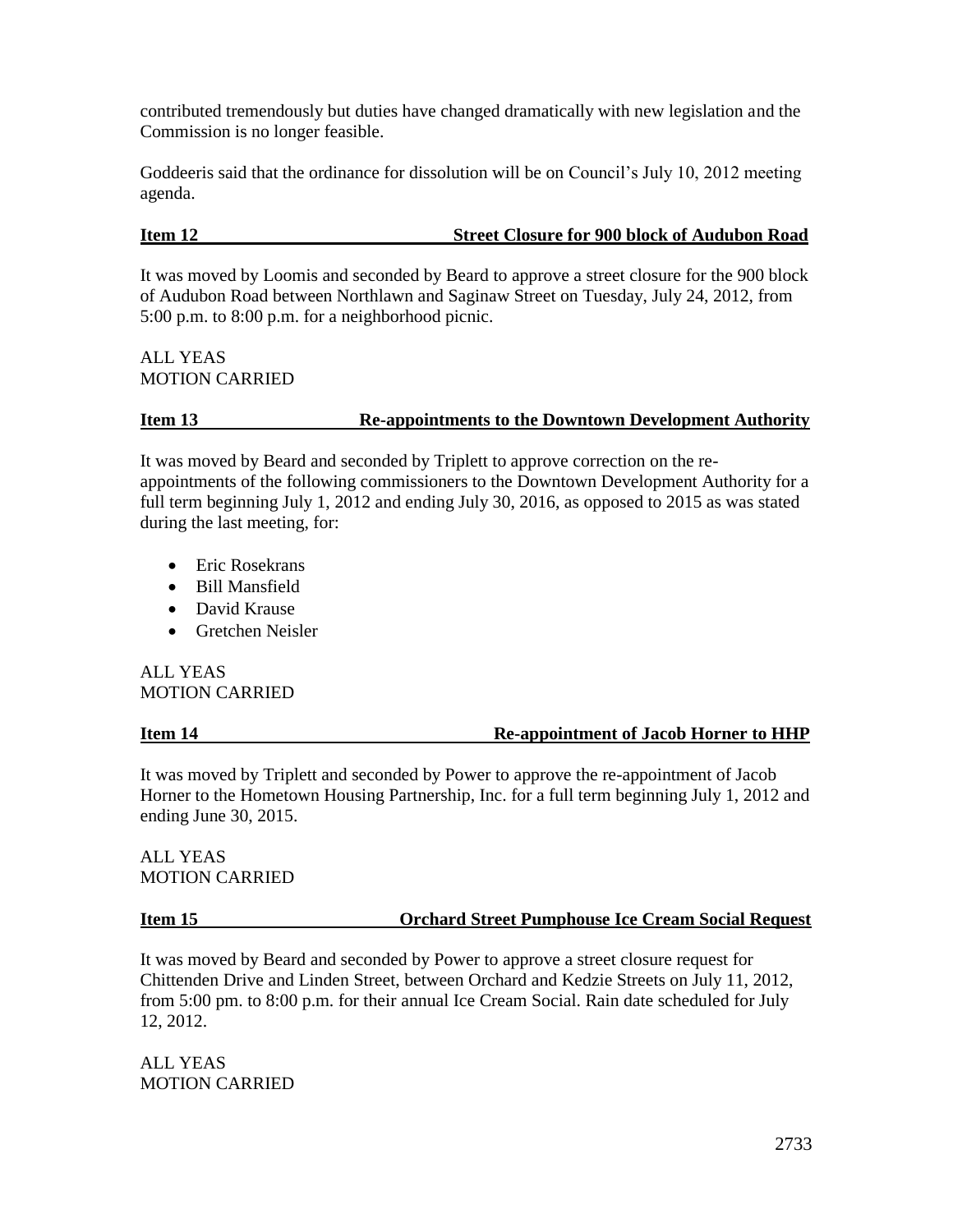contributed tremendously but duties have changed dramatically with new legislation and the Commission is no longer feasible.

Goddeeris said that the ordinance for dissolution will be on Council's July 10, 2012 meeting agenda.

**Item 12 Street Closure for 900 block of Audubon Road**

It was moved by Loomis and seconded by Beard to approve a street closure for the 900 block of Audubon Road between Northlawn and Saginaw Street on Tuesday, July 24, 2012, from 5:00 p.m. to 8:00 p.m. for a neighborhood picnic.

ALL YEAS
MOTION CARRIED

**Item 13 Re-appointments to the Downtown Development Authority**

It was moved by Beard and seconded by Triplett to approve correction on the re-appointments of the following commissioners to the Downtown Development Authority for a full term beginning July 1, 2012 and ending July 30, 2016, as opposed to 2015 as was stated during the last meeting, for:

- Eric Rosekrans
- Bill Mansfield
- David Krause
- Gretchen Neisler

ALL YEAS
MOTION CARRIED

**Item 14 Re-appointment of Jacob Horner to HHP**

It was moved by Triplett and seconded by Power to approve the re-appointment of Jacob Horner to the Hometown Housing Partnership, Inc. for a full term beginning July 1, 2012 and ending June 30, 2015.

ALL YEAS
MOTION CARRIED

**Item 15 Orchard Street Pumphouse Ice Cream Social Request**

It was moved by Beard and seconded by Power to approve a street closure request for Chittenden Drive and Linden Street, between Orchard and Kedzie Streets on July 11, 2012, from 5:00 pm. to 8:00 p.m. for their annual Ice Cream Social. Rain date scheduled for July 12, 2012.

ALL YEAS
MOTION CARRIED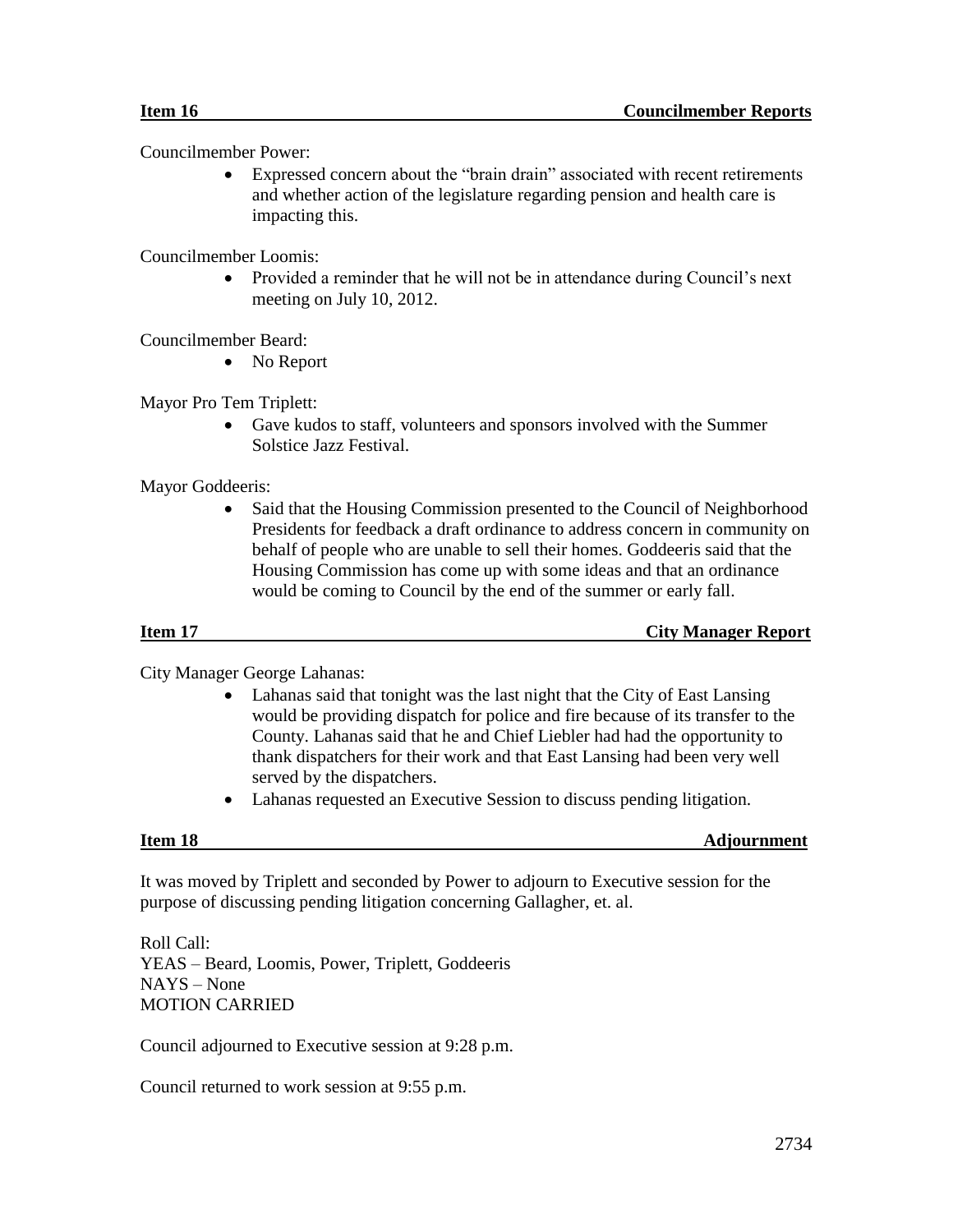**Item 16** **Councilmember Reports**

Councilmember Power:

- Expressed concern about the "brain drain" associated with recent retirements and whether action of the legislature regarding pension and health care is impacting this.

Councilmember Loomis:

- Provided a reminder that he will not be in attendance during Council's next meeting on July 10, 2012.

Councilmember Beard:

- No Report

Mayor Pro Tem Triplett:

- Gave kudos to staff, volunteers and sponsors involved with the Summer Solstice Jazz Festival.

Mayor Goddeeris:

- Said that the Housing Commission presented to the Council of Neighborhood Presidents for feedback a draft ordinance to address concern in community on behalf of people who are unable to sell their homes. Goddeeris said that the Housing Commission has come up with some ideas and that an ordinance would be coming to Council by the end of the summer or early fall.

**Item 17** **City Manager Report**

City Manager George Lahanas:

- Lahanas said that tonight was the last night that the City of East Lansing would be providing dispatch for police and fire because of its transfer to the County. Lahanas said that he and Chief Liebler had had the opportunity to thank dispatchers for their work and that East Lansing had been very well served by the dispatchers.
- Lahanas requested an Executive Session to discuss pending litigation.

**Item 18** **Adjournment**

It was moved by Triplett and seconded by Power to adjourn to Executive session for the purpose of discussing pending litigation concerning Gallagher, et. al.

Roll Call:
YEAS – Beard, Loomis, Power, Triplett, Goddeeris
NAYS – None
MOTION CARRIED

Council adjourned to Executive session at 9:28 p.m.

Council returned to work session at 9:55 p.m.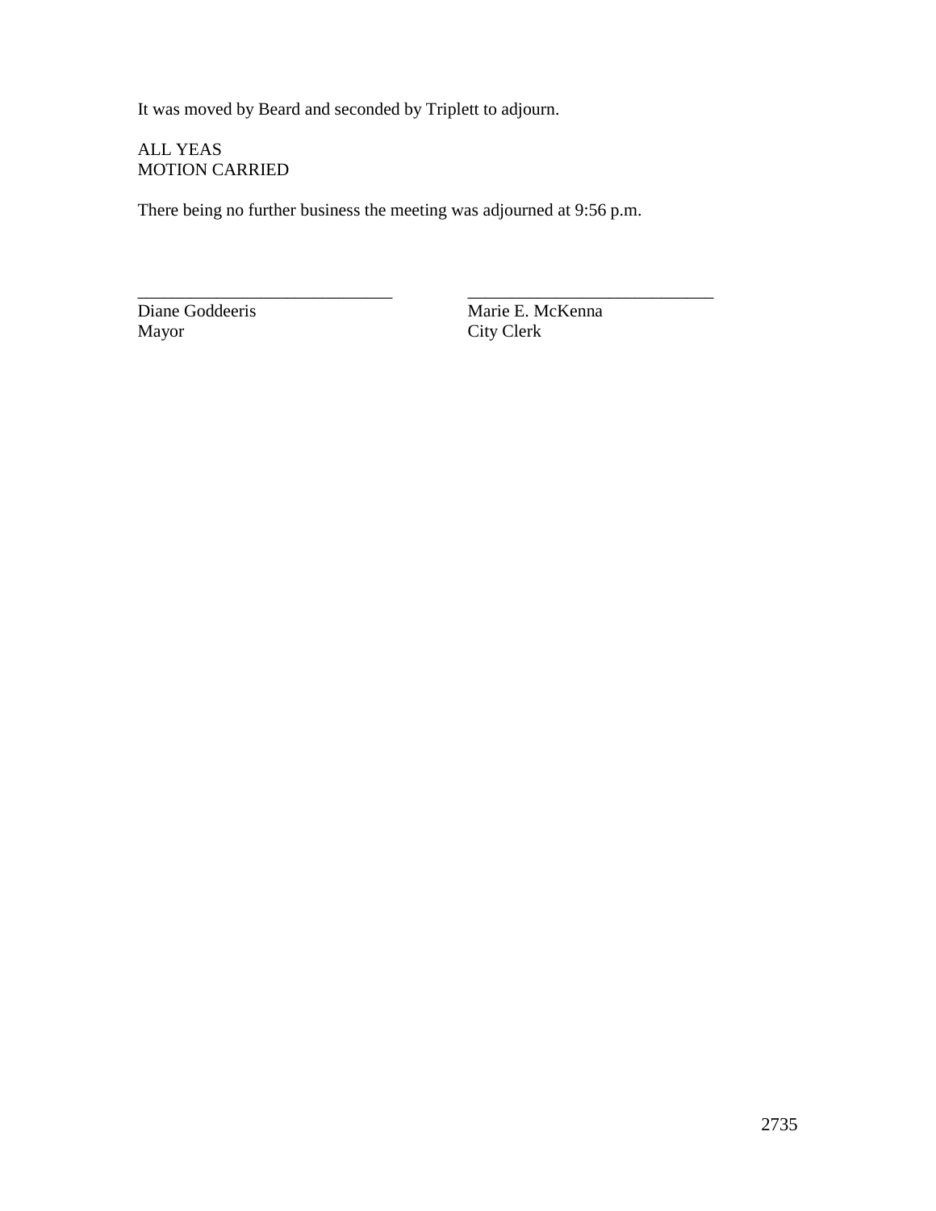It was moved by Beard and seconded by Triplett to adjourn.

ALL YEAS
MOTION CARRIED

There being no further business the meeting was adjourned at 9:56 p.m.

| | |
|---|---|
| ______________________________ | ______________________________ |
| Diane Goddeeris | Marie E. McKenna |
| Mayor | City Clerk |